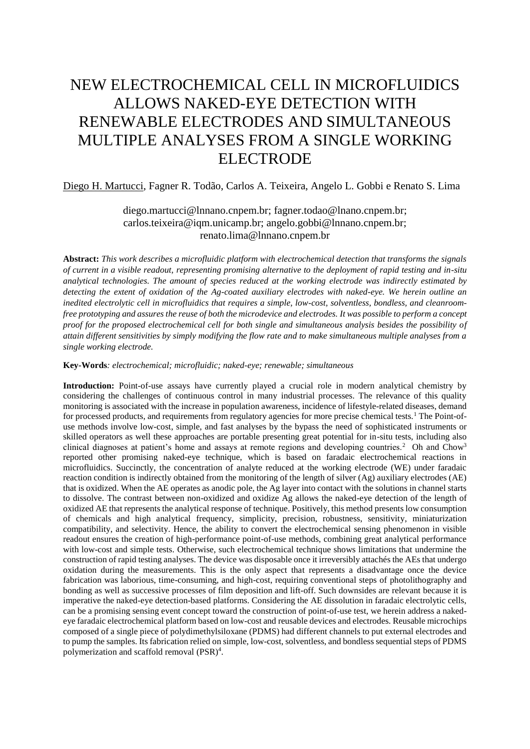# NEW ELECTROCHEMICAL CELL IN MICROFLUIDICS ALLOWS NAKED-EYE DETECTION WITH RENEWABLE ELECTRODES AND SIMULTANEOUS MULTIPLE ANALYSES FROM A SINGLE WORKING ELECTRODE

<u>Diego H. Martucci</u>, Fagner R. Todão, Carlos A. Teixeira, Angelo L. Gobbi e Renato S. Lima

diego.martucci@lnnano.cnpem.br; fagner.todao@lnano.cnpem.br; carlos.teixeira@iqm.unicamp.br; angelo.gobbi@lnnano.cnpem.br; renato.lima@lnnano.cnpem.br

**Abstract:** *This work describes a microfluidic platform with electrochemical detection that transforms the signals of current in a visible readout, representing promising alternative to the deployment of rapid testing and in-situ analytical technologies. The amount of species reduced at the working electrode was indirectly estimated by detecting the extent of oxidation of the Ag-coated auxiliary electrodes with naked-eye. We herein outline an inedited electrolytic cell in microfluidics that requires a simple, low-cost, solventless, bondless, and cleanroom-free prototyping and assures the reuse of both the microdevice and electrodes. It was possible to perform a concept proof for the proposed electrochemical cell for both single and simultaneous analysis besides the possibility of attain different sensitivities by simply modifying the flow rate and to make simultaneous multiple analyses from a single working electrode.*

**Key-Words***: electrochemical; microfluidic; naked-eye; renewable; simultaneous*

**Introduction:** Point-of-use assays have currently played a crucial role in modern analytical chemistry by considering the challenges of continuous control in many industrial processes. The relevance of this quality monitoring is associated with the increase in population awareness, incidence of lifestyle-related diseases, demand for processed products, and requirements from regulatory agencies for more precise chemical tests.[1] The Point-of-use methods involve low-cost, simple, and fast analyses by the bypass the need of sophisticated instruments or skilled operators as well these approaches are portable presenting great potential for in-situ tests, including also clinical diagnoses at patient's home and assays at remote regions and developing countries.[2] Oh and Chow[3] reported other promising naked-eye technique, which is based on faradaic electrochemical reactions in microfluidics. Succinctly, the concentration of analyte reduced at the working electrode (WE) under faradaic reaction condition is indirectly obtained from the monitoring of the length of silver (Ag) auxiliary electrodes (AE) that is oxidized. When the AE operates as anodic pole, the Ag layer into contact with the solutions in channel starts to dissolve. The contrast between non-oxidized and oxidize Ag allows the naked-eye detection of the length of oxidized AE that represents the analytical response of technique. Positively, this method presents low consumption of chemicals and high analytical frequency, simplicity, precision, robustness, sensitivity, miniaturization compatibility, and selectivity. Hence, the ability to convert the electrochemical sensing phenomenon in visible readout ensures the creation of high-performance point-of-use methods, combining great analytical performance with low-cost and simple tests. Otherwise, such electrochemical technique shows limitations that undermine the construction of rapid testing analyses. The device was disposable once it irreversibly attachés the AEs that undergo oxidation during the measurements. This is the only aspect that represents a disadvantage once the device fabrication was laborious, time-consuming, and high-cost, requiring conventional steps of photolithography and bonding as well as successive processes of film deposition and lift-off. Such downsides are relevant because it is imperative the naked-eye detection-based platforms. Considering the AE dissolution in faradaic electrolytic cells, can be a promising sensing event concept toward the construction of point-of-use test, we herein address a naked-eye faradaic electrochemical platform based on low-cost and reusable devices and electrodes. Reusable microchips composed of a single piece of polydimethylsiloxane (PDMS) had different channels to put external electrodes and to pump the samples. Its fabrication relied on simple, low-cost, solventless, and bondless sequential steps of PDMS polymerization and scaffold removal (PSR)[4].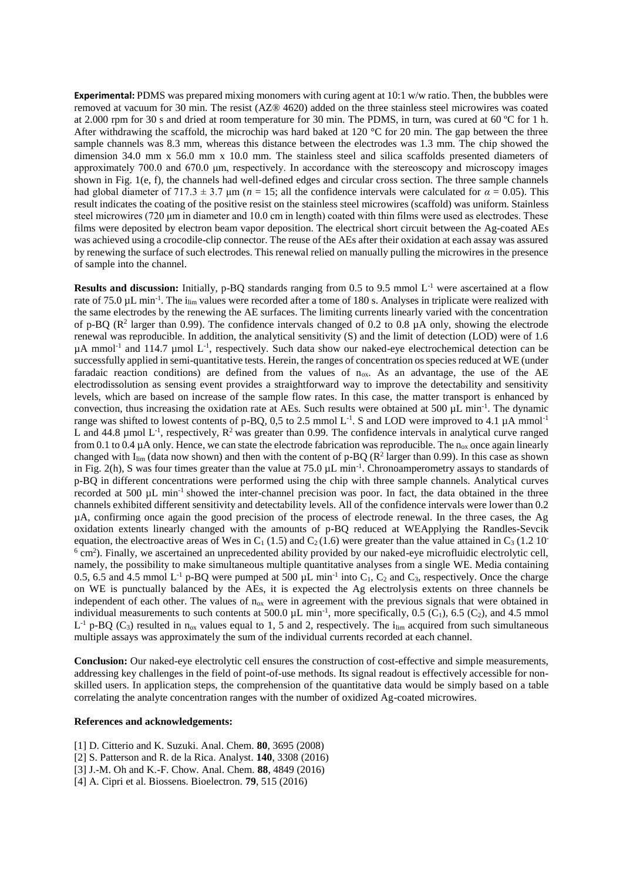**Experimental:** PDMS was prepared mixing monomers with curing agent at 10:1 w/w ratio. Then, the bubbles were removed at vacuum for 30 min. The resist (AZ® 4620) added on the three stainless steel microwires was coated at 2.000 rpm for 30 s and dried at room temperature for 30 min. The PDMS, in turn, was cured at 60 ºC for 1 h. After withdrawing the scaffold, the microchip was hard baked at 120 °C for 20 min. The gap between the three sample channels was 8.3 mm, whereas this distance between the electrodes was 1.3 mm. The chip showed the dimension 34.0 mm x 56.0 mm x 10.0 mm. The stainless steel and silica scaffolds presented diameters of approximately 700.0 and 670.0 µm, respectively. In accordance with the stereoscopy and microscopy images shown in Fig. 1(e, f), the channels had well-defined edges and circular cross section. The three sample channels had global diameter of 717.3 ± 3.7 µm ($n$ = 15; all the confidence intervals were calculated for $\alpha$ = 0.05). This result indicates the coating of the positive resist on the stainless steel microwires (scaffold) was uniform. Stainless steel microwires (720 µm in diameter and 10.0 cm in length) coated with thin films were used as electrodes. These films were deposited by electron beam vapor deposition. The electrical short circuit between the Ag-coated AEs was achieved using a crocodile-clip connector. The reuse of the AEs after their oxidation at each assay was assured by renewing the surface of such electrodes. This renewal relied on manually pulling the microwires in the presence of sample into the channel.

**Results and discussion:** Initially, p-BQ standards ranging from 0.5 to 9.5 mmol L$^{-1}$ were ascertained at a flow rate of 75.0 µL min$^{-1}$. The $i_{lim}$ values were recorded after a tome of 180 s. Analyses in triplicate were realized with the same electrodes by the renewing the AE surfaces. The limiting currents linearly varied with the concentration of p-BQ ($R^2$ larger than 0.99). The confidence intervals changed of 0.2 to 0.8 µA only, showing the electrode renewal was reproducible. In addition, the analytical sensitivity (S) and the limit of detection (LOD) were of 1.6 µA mmol$^{-1}$ and 114.7 µmol L$^{-1}$, respectively. Such data show our naked-eye electrochemical detection can be successfully applied in semi-quantitative tests. Herein, the ranges of concentration os species reduced at WE (under faradaic reaction conditions) are defined from the values of $n_{ox}$. As an advantage, the use of the AE electrodissolution as sensing event provides a straightforward way to improve the detectability and sensitivity levels, which are based on increase of the sample flow rates. In this case, the matter transport is enhanced by convection, thus increasing the oxidation rate at AEs. Such results were obtained at 500 µL min$^{-1}$. The dynamic range was shifted to lowest contents of p-BQ, 0,5 to 2.5 mmol L$^{-1}$. S and LOD were improved to 4.1 µA mmol$^{-1}$ L and 44.8 µmol L$^{-1}$, respectively, $R^2$ was greater than 0.99. The confidence intervals in analytical curve ranged from 0.1 to 0.4 µA only. Hence, we can state the electrode fabrication was reproducible. The $n_{ox}$ once again linearly changed with $I_{lim}$ (data now shown) and then with the content of p-BQ ($R^2$ larger than 0.99). In this case as shown in Fig. 2(h), S was four times greater than the value at 75.0 µL min$^{-1}$. Chronoamperometry assays to standards of p-BQ in different concentrations were performed using the chip with three sample channels. Analytical curves recorded at 500 µL min$^{-1}$ showed the inter-channel precision was poor. In fact, the data obtained in the three channels exhibited different sensitivity and detectability levels. All of the confidence intervals were lower than 0.2 µA, confirming once again the good precision of the process of electrode renewal. In the three cases, the Ag oxidation extents linearly changed with the amounts of p-BQ reduced at WEApplying the Randles-Sevcik equation, the electroactive areas of Wes in $C_1$ (1.5) and $C_2$ (1.6) were greater than the value attained in $C_3$ (1.2 $10^{-6}$ cm$^2$). Finally, we ascertained an unprecedented ability provided by our naked-eye microfluidic electrolytic cell, namely, the possibility to make simultaneous multiple quantitative analyses from a single WE. Media containing 0.5, 6.5 and 4.5 mmol L$^{-1}$ p-BQ were pumped at 500 µL min$^{-1}$ into $C_1$, $C_2$ and $C_3$, respectively. Once the charge on WE is punctually balanced by the AEs, it is expected the Ag electrolysis extents on three channels be independent of each other. The values of $n_{ox}$ were in agreement with the previous signals that were obtained in individual measurements to such contents at 500.0 µL min$^{-1}$, more specifically, 0.5 ($C_1$), 6.5 ($C_2$), and 4.5 mmol L$^{-1}$ p-BQ ($C_3$) resulted in $n_{ox}$ values equal to 1, 5 and 2, respectively. The $i_{lim}$ acquired from such simultaneous multiple assays was approximately the sum of the individual currents recorded at each channel.

**Conclusion:** Our naked-eye electrolytic cell ensures the construction of cost-effective and simple measurements, addressing key challenges in the field of point-of-use methods. Its signal readout is effectively accessible for non-skilled users. In application steps, the comprehension of the quantitative data would be simply based on a table correlating the analyte concentration ranges with the number of oxidized Ag-coated microwires.

**References and acknowledgements:**

[1] D. Citterio and K. Suzuki. Anal. Chem. **80**, 3695 (2008)
[2] S. Patterson and R. de la Rica. Analyst. **140**, 3308 (2016)
[3] J.-M. Oh and K.-F. Chow. Anal. Chem. **88**, 4849 (2016)
[4] A. Cipri et al. Biossens. Bioelectron. **79**, 515 (2016)